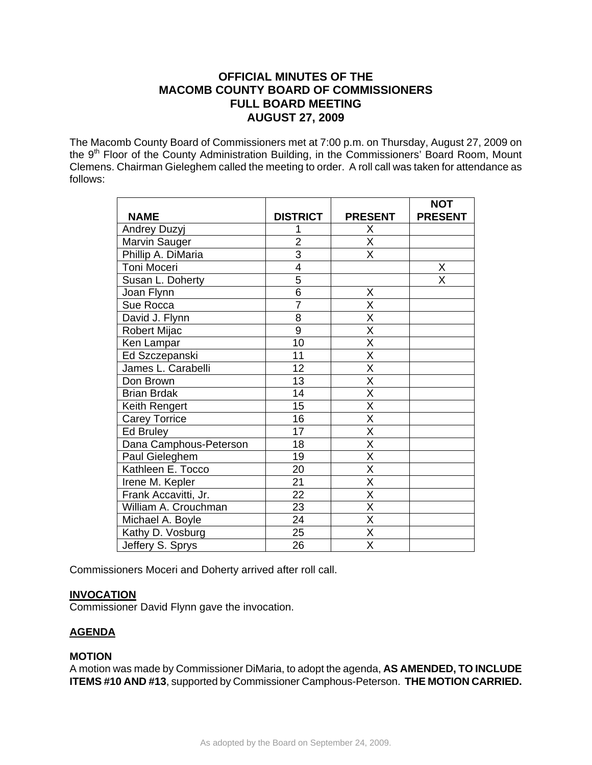# OFFICIAL MINUTES OF THE MACOMB COUNTY BOARD OF COMMISSIONERS FULL BOARD MEETING AUGUST 27, 2009

The Macomb County Board of Commissioners met at 7:00 p.m. on Thursday, August 27, 2009 on the 9th Floor of the County Administration Building, in the Commissioners' Board Room, Mount Clemens. Chairman Gieleghem called the meeting to order. A roll call was taken for attendance as follows:

| NAME | DISTRICT | PRESENT | NOT PRESENT |
|---|---|---|---|
| Andrey Duzyj | 1 | X | |
| Marvin Sauger | 2 | X | |
| Phillip A. DiMaria | 3 | X | |
| Toni Moceri | 4 | | X |
| Susan L. Doherty | 5 | | X |
| Joan Flynn | 6 | X | |
| Sue Rocca | 7 | X | |
| David J. Flynn | 8 | X | |
| Robert Mijac | 9 | X | |
| Ken Lampar | 10 | X | |
| Ed Szczepanski | 11 | X | |
| James L. Carabelli | 12 | X | |
| Don Brown | 13 | X | |
| Brian Brdak | 14 | X | |
| Keith Rengert | 15 | X | |
| Carey Torrice | 16 | X | |
| Ed Bruley | 17 | X | |
| Dana Camphous-Peterson | 18 | X | |
| Paul Gieleghem | 19 | X | |
| Kathleen E. Tocco | 20 | X | |
| Irene M. Kepler | 21 | X | |
| Frank Accavitti, Jr. | 22 | X | |
| William A. Crouchman | 23 | X | |
| Michael A. Boyle | 24 | X | |
| Kathy D. Vosburg | 25 | X | |
| Jeffery S. Sprys | 26 | X | |

Commissioners Moceri and Doherty arrived after roll call.

**INVOCATION**

Commissioner David Flynn gave the invocation.

**AGENDA**

**MOTION**

A motion was made by Commissioner DiMaria, to adopt the agenda, **AS AMENDED, TO INCLUDE ITEMS #10 AND #13**, supported by Commissioner Camphous-Peterson. **THE MOTION CARRIED.**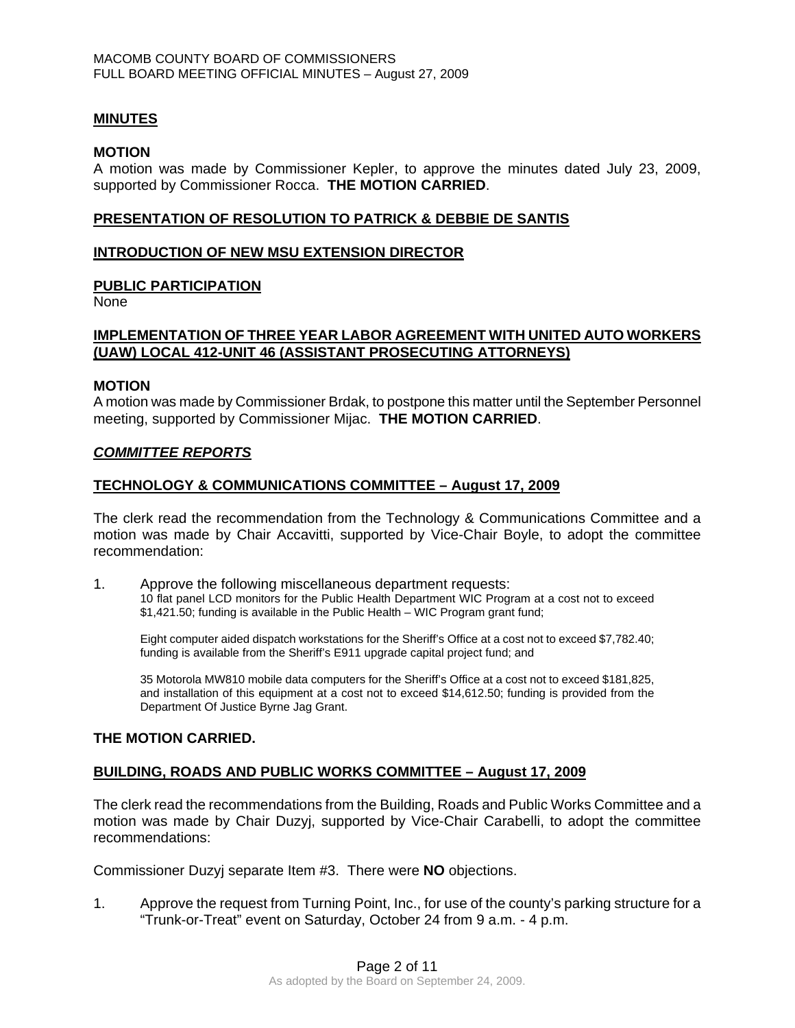## MINUTES

### MOTION

A motion was made by Commissioner Kepler, to approve the minutes dated July 23, 2009, supported by Commissioner Rocca. **THE MOTION CARRIED**.

## PRESENTATION OF RESOLUTION TO PATRICK & DEBBIE DE SANTIS

## INTRODUCTION OF NEW MSU EXTENSION DIRECTOR

## PUBLIC PARTICIPATION

None

## IMPLEMENTATION OF THREE YEAR LABOR AGREEMENT WITH UNITED AUTO WORKERS (UAW) LOCAL 412-UNIT 46 (ASSISTANT PROSECUTING ATTORNEYS)

### MOTION

A motion was made by Commissioner Brdak, to postpone this matter until the September Personnel meeting, supported by Commissioner Mijac. **THE MOTION CARRIED**.

## *COMMITTEE REPORTS*

## TECHNOLOGY & COMMUNICATIONS COMMITTEE – August 17, 2009

The clerk read the recommendation from the Technology & Communications Committee and a motion was made by Chair Accavitti, supported by Vice-Chair Boyle, to adopt the committee recommendation:

1. Approve the following miscellaneous department requests:

   10 flat panel LCD monitors for the Public Health Department WIC Program at a cost not to exceed $1,421.50; funding is available in the Public Health – WIC Program grant fund;

   Eight computer aided dispatch workstations for the Sheriff's Office at a cost not to exceed $7,782.40; funding is available from the Sheriff's E911 upgrade capital project fund; and

   35 Motorola MW810 mobile data computers for the Sheriff's Office at a cost not to exceed $181,825, and installation of this equipment at a cost not to exceed $14,612.50; funding is provided from the Department Of Justice Byrne Jag Grant.

**THE MOTION CARRIED.**

## BUILDING, ROADS AND PUBLIC WORKS COMMITTEE – August 17, 2009

The clerk read the recommendations from the Building, Roads and Public Works Committee and a motion was made by Chair Duzyj, supported by Vice-Chair Carabelli, to adopt the committee recommendations:

Commissioner Duzyj separate Item #3. There were **NO** objections.

1. Approve the request from Turning Point, Inc., for use of the county's parking structure for a "Trunk-or-Treat" event on Saturday, October 24 from 9 a.m. - 4 p.m.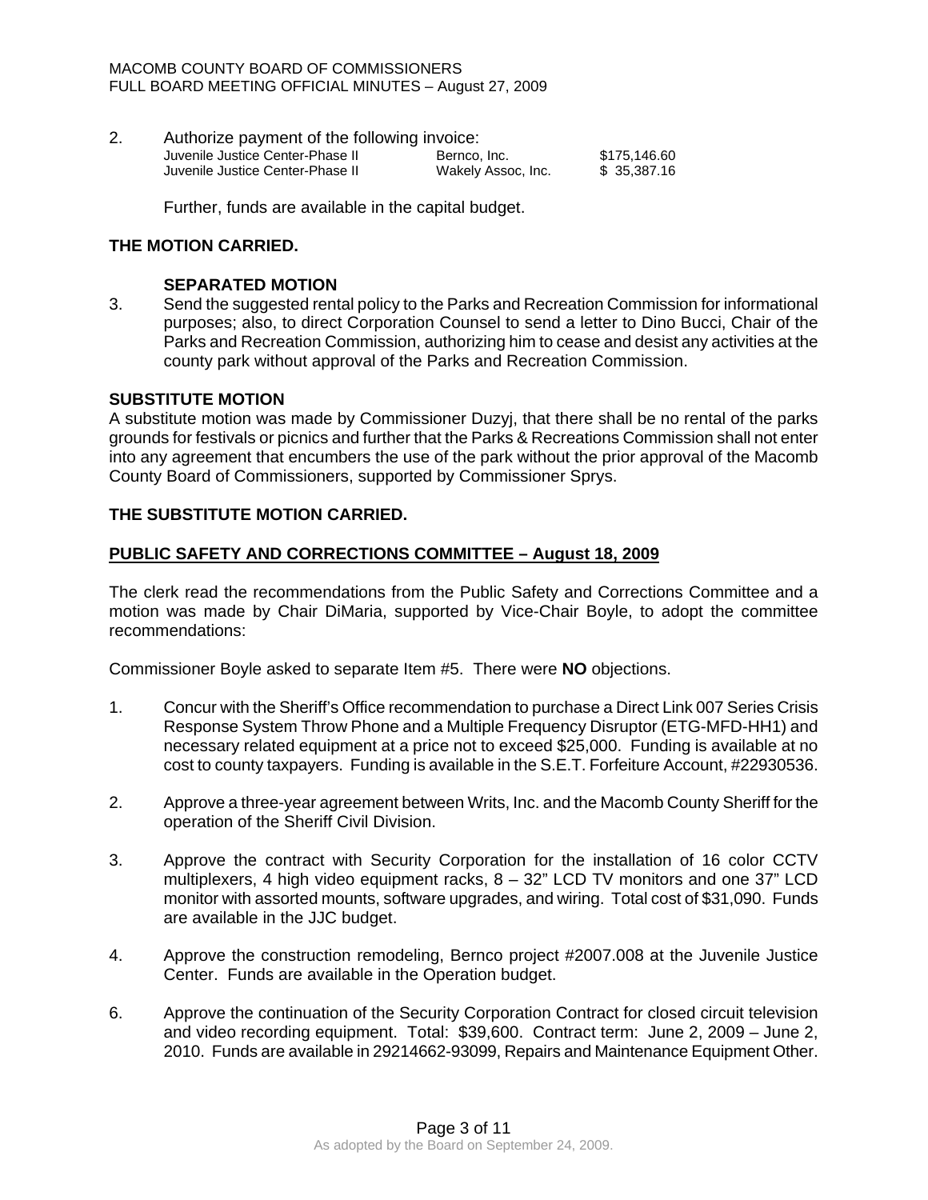2. Authorize payment of the following invoice:

| | | |
|---|---|---|
| Juvenile Justice Center-Phase II | Bernco, Inc. | $175,146.60 |
| Juvenile Justice Center-Phase II | Wakely Assoc, Inc. | $ 35,387.16 |

Further, funds are available in the capital budget.

**THE MOTION CARRIED.**

**SEPARATED MOTION**

3. Send the suggested rental policy to the Parks and Recreation Commission for informational purposes; also, to direct Corporation Counsel to send a letter to Dino Bucci, Chair of the Parks and Recreation Commission, authorizing him to cease and desist any activities at the county park without approval of the Parks and Recreation Commission.

**SUBSTITUTE MOTION**

A substitute motion was made by Commissioner Duzyj, that there shall be no rental of the parks grounds for festivals or picnics and further that the Parks & Recreations Commission shall not enter into any agreement that encumbers the use of the park without the prior approval of the Macomb County Board of Commissioners, supported by Commissioner Sprys.

**THE SUBSTITUTE MOTION CARRIED.**

**PUBLIC SAFETY AND CORRECTIONS COMMITTEE – August 18, 2009**

The clerk read the recommendations from the Public Safety and Corrections Committee and a motion was made by Chair DiMaria, supported by Vice-Chair Boyle, to adopt the committee recommendations:

Commissioner Boyle asked to separate Item #5. There were **NO** objections.

1. Concur with the Sheriff's Office recommendation to purchase a Direct Link 007 Series Crisis Response System Throw Phone and a Multiple Frequency Disruptor (ETG-MFD-HH1) and necessary related equipment at a price not to exceed $25,000. Funding is available at no cost to county taxpayers. Funding is available in the S.E.T. Forfeiture Account, #22930536.

2. Approve a three-year agreement between Writs, Inc. and the Macomb County Sheriff for the operation of the Sheriff Civil Division.

3. Approve the contract with Security Corporation for the installation of 16 color CCTV multiplexers, 4 high video equipment racks, 8 – 32" LCD TV monitors and one 37" LCD monitor with assorted mounts, software upgrades, and wiring. Total cost of $31,090. Funds are available in the JJC budget.

4. Approve the construction remodeling, Bernco project #2007.008 at the Juvenile Justice Center. Funds are available in the Operation budget.

6. Approve the continuation of the Security Corporation Contract for closed circuit television and video recording equipment. Total: $39,600. Contract term: June 2, 2009 – June 2, 2010. Funds are available in 29214662-93099, Repairs and Maintenance Equipment Other.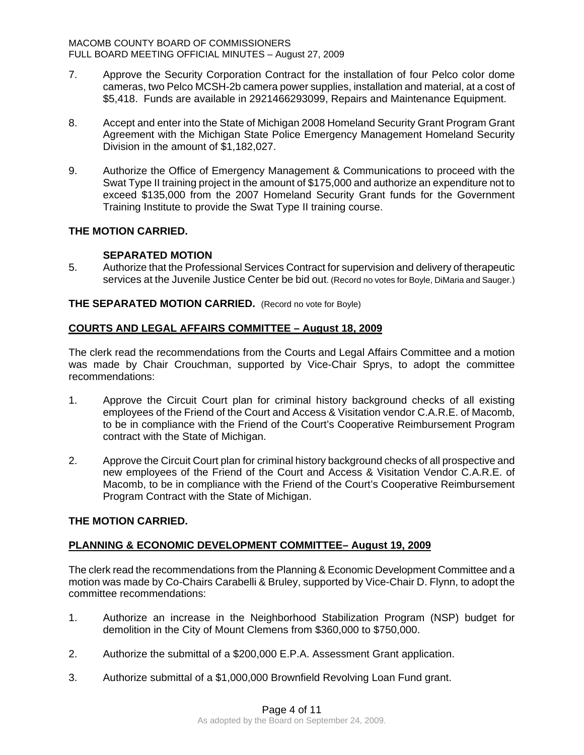7. Approve the Security Corporation Contract for the installation of four Pelco color dome cameras, two Pelco MCSH-2b camera power supplies, installation and material, at a cost of $5,418. Funds are available in 2921466293099, Repairs and Maintenance Equipment.

8. Accept and enter into the State of Michigan 2008 Homeland Security Grant Program Grant Agreement with the Michigan State Police Emergency Management Homeland Security Division in the amount of $1,182,027.

9. Authorize the Office of Emergency Management & Communications to proceed with the Swat Type II training project in the amount of $175,000 and authorize an expenditure not to exceed $135,000 from the 2007 Homeland Security Grant funds for the Government Training Institute to provide the Swat Type II training course.

**THE MOTION CARRIED.**

**SEPARATED MOTION**

5. Authorize that the Professional Services Contract for supervision and delivery of therapeutic services at the Juvenile Justice Center be bid out. (Record no votes for Boyle, DiMaria and Sauger.)

**THE SEPARATED MOTION CARRIED.** (Record no vote for Boyle)

## COURTS AND LEGAL AFFAIRS COMMITTEE – August 18, 2009

The clerk read the recommendations from the Courts and Legal Affairs Committee and a motion was made by Chair Crouchman, supported by Vice-Chair Sprys, to adopt the committee recommendations:

1. Approve the Circuit Court plan for criminal history background checks of all existing employees of the Friend of the Court and Access & Visitation vendor C.A.R.E. of Macomb, to be in compliance with the Friend of the Court's Cooperative Reimbursement Program contract with the State of Michigan.

2. Approve the Circuit Court plan for criminal history background checks of all prospective and new employees of the Friend of the Court and Access & Visitation Vendor C.A.R.E. of Macomb, to be in compliance with the Friend of the Court's Cooperative Reimbursement Program Contract with the State of Michigan.

**THE MOTION CARRIED.**

## PLANNING & ECONOMIC DEVELOPMENT COMMITTEE– August 19, 2009

The clerk read the recommendations from the Planning & Economic Development Committee and a motion was made by Co-Chairs Carabelli & Bruley, supported by Vice-Chair D. Flynn, to adopt the committee recommendations:

1. Authorize an increase in the Neighborhood Stabilization Program (NSP) budget for demolition in the City of Mount Clemens from $360,000 to $750,000.

2. Authorize the submittal of a $200,000 E.P.A. Assessment Grant application.

3. Authorize submittal of a $1,000,000 Brownfield Revolving Loan Fund grant.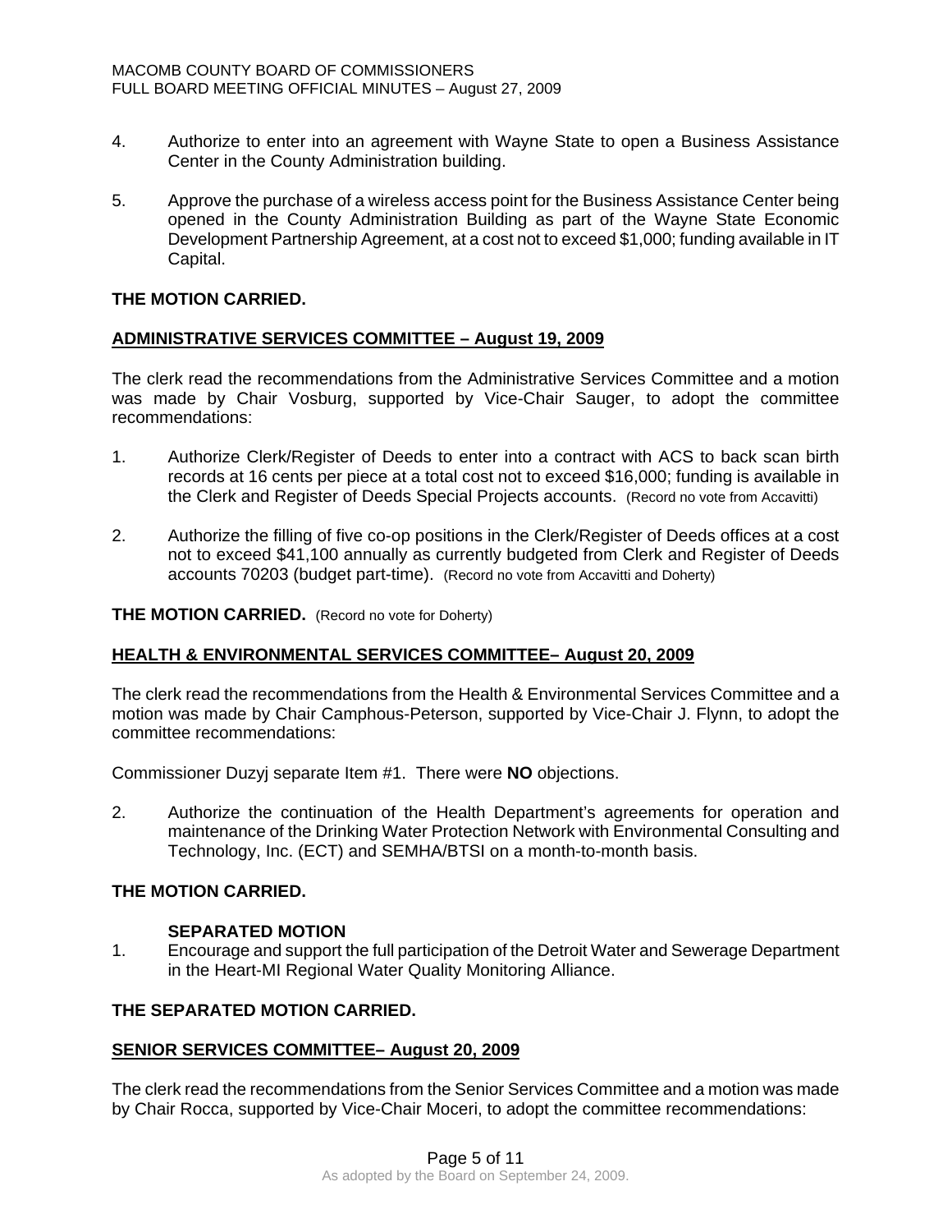4. Authorize to enter into an agreement with Wayne State to open a Business Assistance Center in the County Administration building.

5. Approve the purchase of a wireless access point for the Business Assistance Center being opened in the County Administration Building as part of the Wayne State Economic Development Partnership Agreement, at a cost not to exceed $1,000; funding available in IT Capital.

**THE MOTION CARRIED.**

## ADMINISTRATIVE SERVICES COMMITTEE – August 19, 2009

The clerk read the recommendations from the Administrative Services Committee and a motion was made by Chair Vosburg, supported by Vice-Chair Sauger, to adopt the committee recommendations:

1. Authorize Clerk/Register of Deeds to enter into a contract with ACS to back scan birth records at 16 cents per piece at a total cost not to exceed $16,000; funding is available in the Clerk and Register of Deeds Special Projects accounts. (Record no vote from Accavitti)

2. Authorize the filling of five co-op positions in the Clerk/Register of Deeds offices at a cost not to exceed $41,100 annually as currently budgeted from Clerk and Register of Deeds accounts 70203 (budget part-time). (Record no vote from Accavitti and Doherty)

**THE MOTION CARRIED.** (Record no vote for Doherty)

## HEALTH & ENVIRONMENTAL SERVICES COMMITTEE– August 20, 2009

The clerk read the recommendations from the Health & Environmental Services Committee and a motion was made by Chair Camphous-Peterson, supported by Vice-Chair J. Flynn, to adopt the committee recommendations:

Commissioner Duzyj separate Item #1. There were **NO** objections.

2. Authorize the continuation of the Health Department's agreements for operation and maintenance of the Drinking Water Protection Network with Environmental Consulting and Technology, Inc. (ECT) and SEMHA/BTSI on a month-to-month basis.

**THE MOTION CARRIED.**

**SEPARATED MOTION**

1. Encourage and support the full participation of the Detroit Water and Sewerage Department in the Heart-MI Regional Water Quality Monitoring Alliance.

**THE SEPARATED MOTION CARRIED.**

## SENIOR SERVICES COMMITTEE– August 20, 2009

The clerk read the recommendations from the Senior Services Committee and a motion was made by Chair Rocca, supported by Vice-Chair Moceri, to adopt the committee recommendations: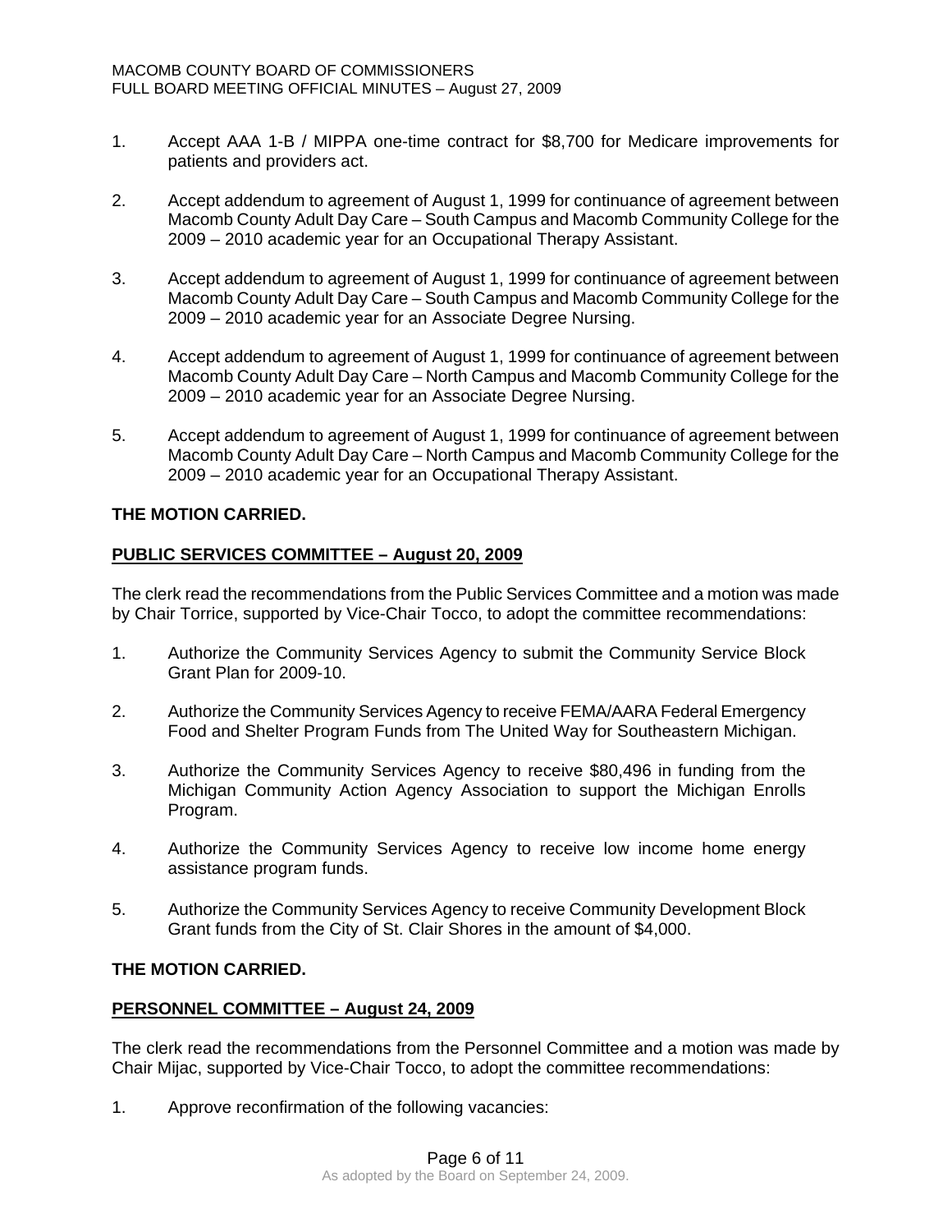1. Accept AAA 1-B / MIPPA one-time contract for $8,700 for Medicare improvements for patients and providers act.

2. Accept addendum to agreement of August 1, 1999 for continuance of agreement between Macomb County Adult Day Care – South Campus and Macomb Community College for the 2009 – 2010 academic year for an Occupational Therapy Assistant.

3. Accept addendum to agreement of August 1, 1999 for continuance of agreement between Macomb County Adult Day Care – South Campus and Macomb Community College for the 2009 – 2010 academic year for an Associate Degree Nursing.

4. Accept addendum to agreement of August 1, 1999 for continuance of agreement between Macomb County Adult Day Care – North Campus and Macomb Community College for the 2009 – 2010 academic year for an Associate Degree Nursing.

5. Accept addendum to agreement of August 1, 1999 for continuance of agreement between Macomb County Adult Day Care – North Campus and Macomb Community College for the 2009 – 2010 academic year for an Occupational Therapy Assistant.

**THE MOTION CARRIED.**

**PUBLIC SERVICES COMMITTEE – August 20, 2009**

The clerk read the recommendations from the Public Services Committee and a motion was made by Chair Torrice, supported by Vice-Chair Tocco, to adopt the committee recommendations:

1. Authorize the Community Services Agency to submit the Community Service Block Grant Plan for 2009-10.

2. Authorize the Community Services Agency to receive FEMA/AARA Federal Emergency Food and Shelter Program Funds from The United Way for Southeastern Michigan.

3. Authorize the Community Services Agency to receive $80,496 in funding from the Michigan Community Action Agency Association to support the Michigan Enrolls Program.

4. Authorize the Community Services Agency to receive low income home energy assistance program funds.

5. Authorize the Community Services Agency to receive Community Development Block Grant funds from the City of St. Clair Shores in the amount of $4,000.

**THE MOTION CARRIED.**

**PERSONNEL COMMITTEE – August 24, 2009**

The clerk read the recommendations from the Personnel Committee and a motion was made by Chair Mijac, supported by Vice-Chair Tocco, to adopt the committee recommendations:

1. Approve reconfirmation of the following vacancies: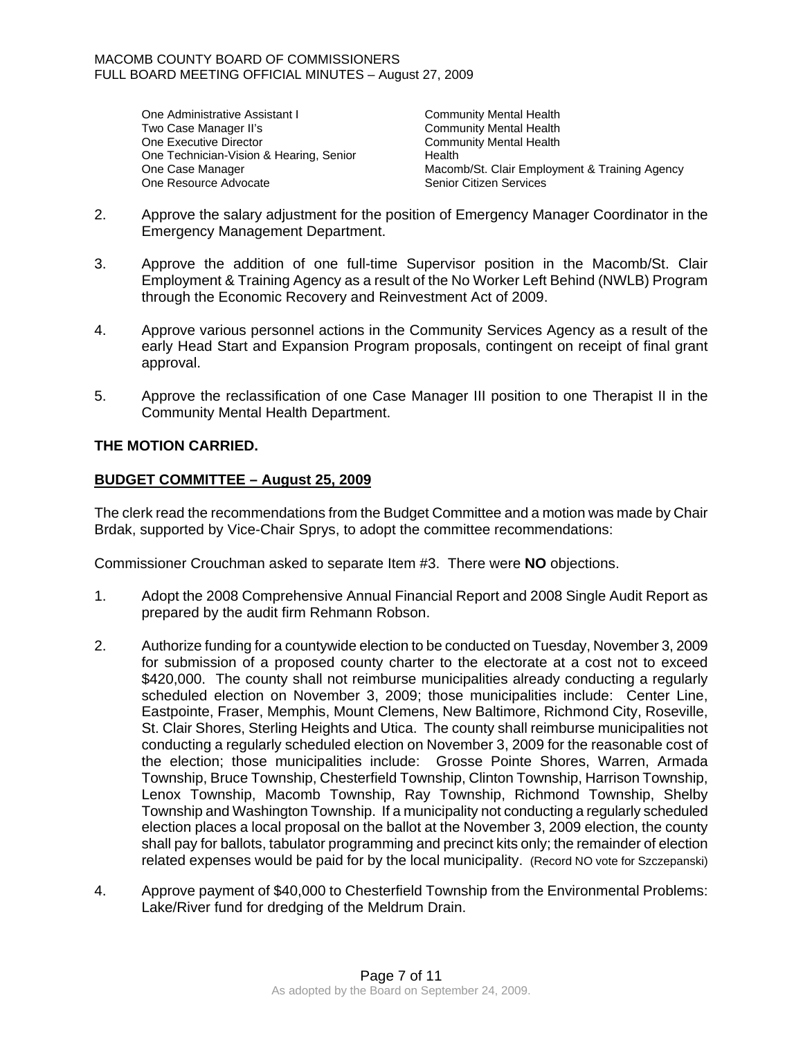| | |
|---|---|
| One Administrative Assistant I | Community Mental Health |
| Two Case Manager II's | Community Mental Health |
| One Executive Director | Community Mental Health |
| One Technician-Vision & Hearing, Senior | Health |
| One Case Manager | Macomb/St. Clair Employment & Training Agency |
| One Resource Advocate | Senior Citizen Services |

2. Approve the salary adjustment for the position of Emergency Manager Coordinator in the Emergency Management Department.

3. Approve the addition of one full-time Supervisor position in the Macomb/St. Clair Employment & Training Agency as a result of the No Worker Left Behind (NWLB) Program through the Economic Recovery and Reinvestment Act of 2009.

4. Approve various personnel actions in the Community Services Agency as a result of the early Head Start and Expansion Program proposals, contingent on receipt of final grant approval.

5. Approve the reclassification of one Case Manager III position to one Therapist II in the Community Mental Health Department.

**THE MOTION CARRIED.**

**BUDGET COMMITTEE – August 25, 2009**

The clerk read the recommendations from the Budget Committee and a motion was made by Chair Brdak, supported by Vice-Chair Sprys, to adopt the committee recommendations:

Commissioner Crouchman asked to separate Item #3. There were **NO** objections.

1. Adopt the 2008 Comprehensive Annual Financial Report and 2008 Single Audit Report as prepared by the audit firm Rehmann Robson.

2. Authorize funding for a countywide election to be conducted on Tuesday, November 3, 2009 for submission of a proposed county charter to the electorate at a cost not to exceed $420,000. The county shall not reimburse municipalities already conducting a regularly scheduled election on November 3, 2009; those municipalities include: Center Line, Eastpointe, Fraser, Memphis, Mount Clemens, New Baltimore, Richmond City, Roseville, St. Clair Shores, Sterling Heights and Utica. The county shall reimburse municipalities not conducting a regularly scheduled election on November 3, 2009 for the reasonable cost of the election; those municipalities include: Grosse Pointe Shores, Warren, Armada Township, Bruce Township, Chesterfield Township, Clinton Township, Harrison Township, Lenox Township, Macomb Township, Ray Township, Richmond Township, Shelby Township and Washington Township. If a municipality not conducting a regularly scheduled election places a local proposal on the ballot at the November 3, 2009 election, the county shall pay for ballots, tabulator programming and precinct kits only; the remainder of election related expenses would be paid for by the local municipality. (Record NO vote for Szczepanski)

4. Approve payment of $40,000 to Chesterfield Township from the Environmental Problems: Lake/River fund for dredging of the Meldrum Drain.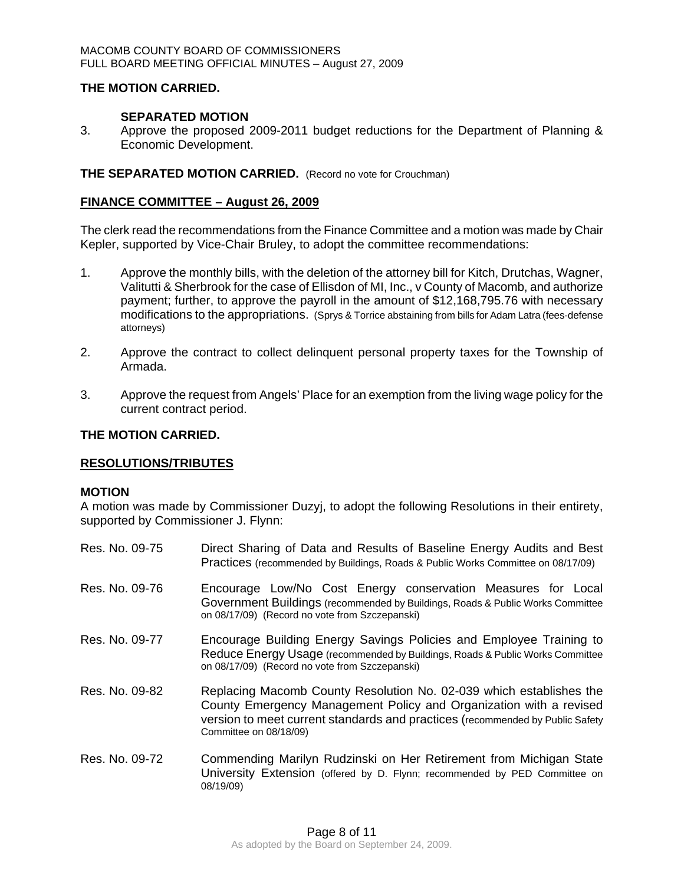**THE MOTION CARRIED.**

**SEPARATED MOTION**

3. Approve the proposed 2009-2011 budget reductions for the Department of Planning & Economic Development.

**THE SEPARATED MOTION CARRIED.** (Record no vote for Crouchman)

## FINANCE COMMITTEE – August 26, 2009

The clerk read the recommendations from the Finance Committee and a motion was made by Chair Kepler, supported by Vice-Chair Bruley, to adopt the committee recommendations:

1. Approve the monthly bills, with the deletion of the attorney bill for Kitch, Drutchas, Wagner, Valitutti & Sherbrook for the case of Ellisdon of MI, Inc., v County of Macomb, and authorize payment; further, to approve the payroll in the amount of $12,168,795.76 with necessary modifications to the appropriations. (Sprys & Torrice abstaining from bills for Adam Latra (fees-defense attorneys)

2. Approve the contract to collect delinquent personal property taxes for the Township of Armada.

3. Approve the request from Angels' Place for an exemption from the living wage policy for the current contract period.

**THE MOTION CARRIED.**

## RESOLUTIONS/TRIBUTES

**MOTION**

A motion was made by Commissioner Duzyj, to adopt the following Resolutions in their entirety, supported by Commissioner J. Flynn:

Res. No. 09-75 — Direct Sharing of Data and Results of Baseline Energy Audits and Best Practices (recommended by Buildings, Roads & Public Works Committee on 08/17/09)

Res. No. 09-76 — Encourage Low/No Cost Energy conservation Measures for Local Government Buildings (recommended by Buildings, Roads & Public Works Committee on 08/17/09) (Record no vote from Szczepanski)

Res. No. 09-77 — Encourage Building Energy Savings Policies and Employee Training to Reduce Energy Usage (recommended by Buildings, Roads & Public Works Committee on 08/17/09) (Record no vote from Szczepanski)

Res. No. 09-82 — Replacing Macomb County Resolution No. 02-039 which establishes the County Emergency Management Policy and Organization with a revised version to meet current standards and practices (recommended by Public Safety Committee on 08/18/09)

Res. No. 09-72 — Commending Marilyn Rudzinski on Her Retirement from Michigan State University Extension (offered by D. Flynn; recommended by PED Committee on 08/19/09)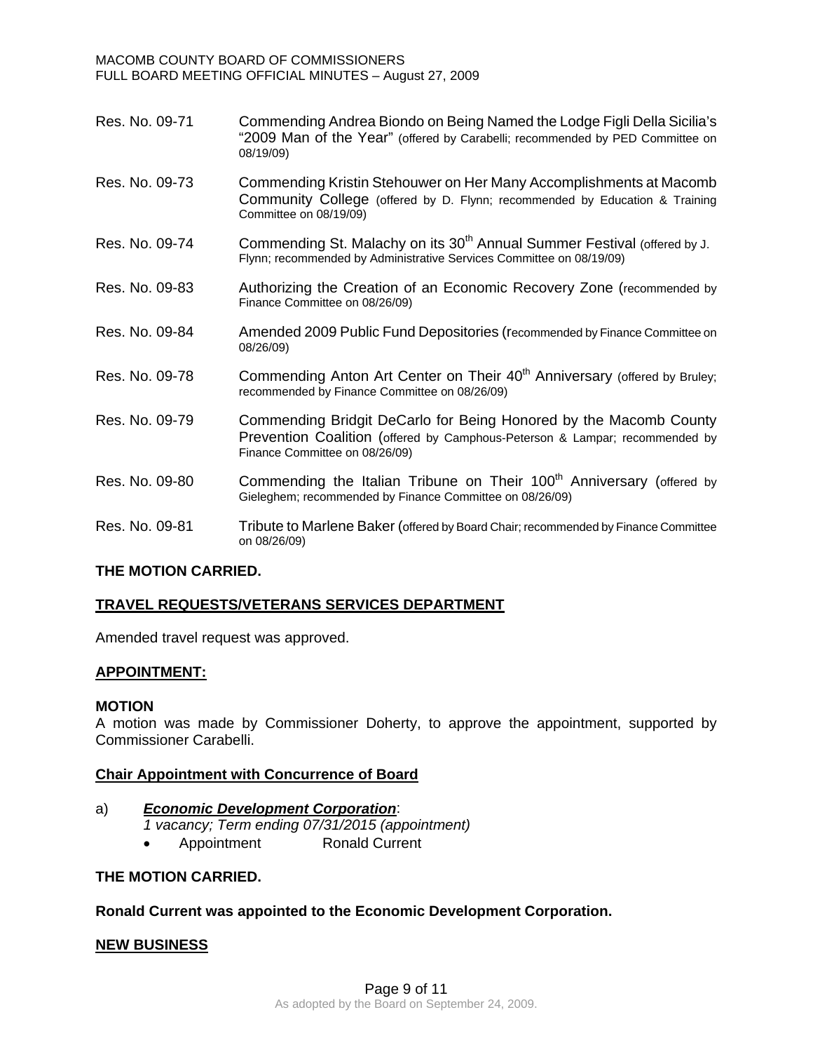Res. No. 09-71 Commending Andrea Biondo on Being Named the Lodge Figli Della Sicilia's "2009 Man of the Year" (offered by Carabelli; recommended by PED Committee on 08/19/09)

Res. No. 09-73 Commending Kristin Stehouwer on Her Many Accomplishments at Macomb Community College (offered by D. Flynn; recommended by Education & Training Committee on 08/19/09)

Res. No. 09-74 Commending St. Malachy on its 30th Annual Summer Festival (offered by J. Flynn; recommended by Administrative Services Committee on 08/19/09)

Res. No. 09-83 Authorizing the Creation of an Economic Recovery Zone (recommended by Finance Committee on 08/26/09)

Res. No. 09-84 Amended 2009 Public Fund Depositories (recommended by Finance Committee on 08/26/09)

Res. No. 09-78 Commending Anton Art Center on Their 40th Anniversary (offered by Bruley; recommended by Finance Committee on 08/26/09)

Res. No. 09-79 Commending Bridgit DeCarlo for Being Honored by the Macomb County Prevention Coalition (offered by Camphous-Peterson & Lampar; recommended by Finance Committee on 08/26/09)

Res. No. 09-80 Commending the Italian Tribune on Their 100th Anniversary (offered by Gieleghem; recommended by Finance Committee on 08/26/09)

Res. No. 09-81 Tribute to Marlene Baker (offered by Board Chair; recommended by Finance Committee on 08/26/09)

**THE MOTION CARRIED.**

**TRAVEL REQUESTS/VETERANS SERVICES DEPARTMENT**

Amended travel request was approved.

**APPOINTMENT:**

**MOTION**

A motion was made by Commissioner Doherty, to approve the appointment, supported by Commissioner Carabelli.

**Chair Appointment with Concurrence of Board**

a) ***Economic Development Corporation***:
*1 vacancy; Term ending 07/31/2015 (appointment)*
- Appointment Ronald Current

**THE MOTION CARRIED.**

**Ronald Current was appointed to the Economic Development Corporation.**

**NEW BUSINESS**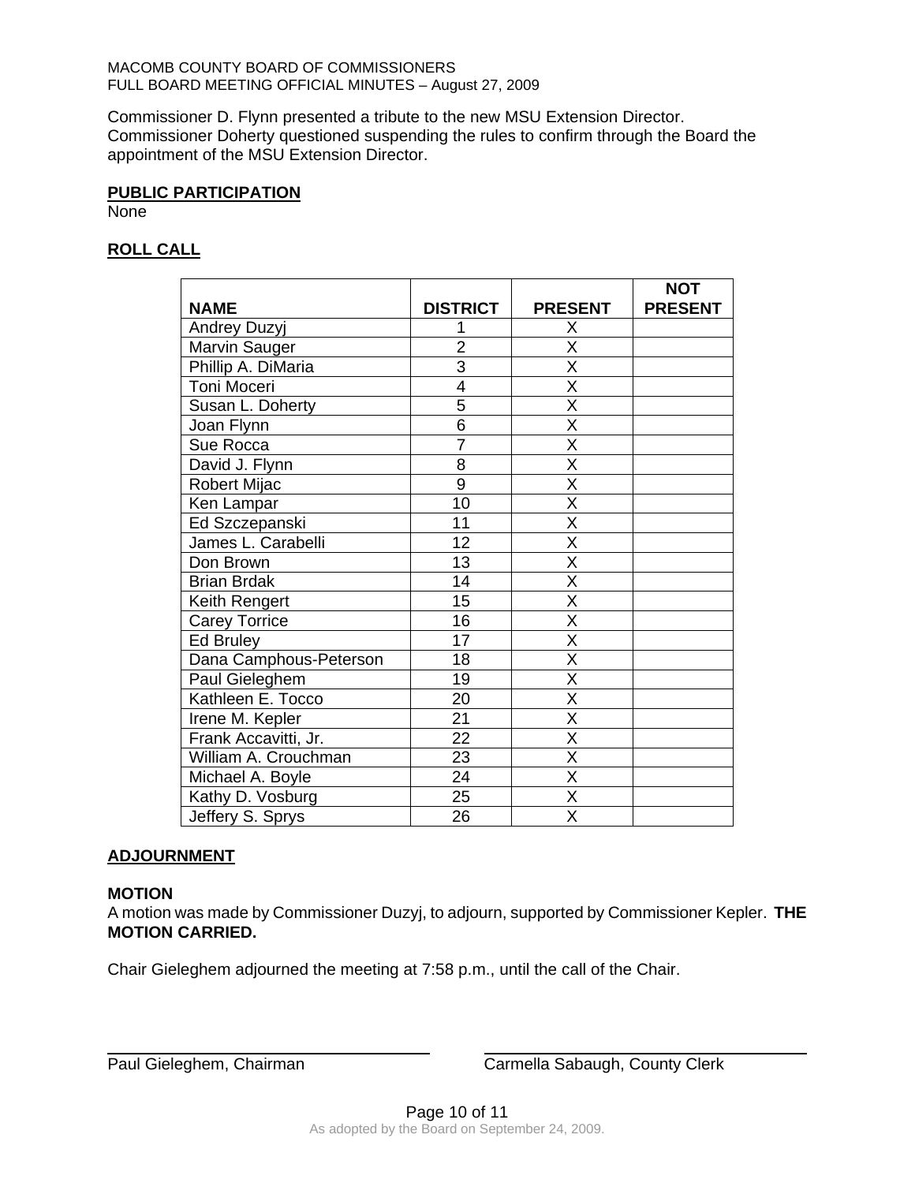Commissioner D. Flynn presented a tribute to the new MSU Extension Director. Commissioner Doherty questioned suspending the rules to confirm through the Board the appointment of the MSU Extension Director.

## PUBLIC PARTICIPATION

None

## ROLL CALL

| NAME | DISTRICT | PRESENT | NOT PRESENT |
|---|---|---|---|
| Andrey Duzyj | 1 | X | |
| Marvin Sauger | 2 | X | |
| Phillip A. DiMaria | 3 | X | |
| Toni Moceri | 4 | X | |
| Susan L. Doherty | 5 | X | |
| Joan Flynn | 6 | X | |
| Sue Rocca | 7 | X | |
| David J. Flynn | 8 | X | |
| Robert Mijac | 9 | X | |
| Ken Lampar | 10 | X | |
| Ed Szczepanski | 11 | X | |
| James L. Carabelli | 12 | X | |
| Don Brown | 13 | X | |
| Brian Brdak | 14 | X | |
| Keith Rengert | 15 | X | |
| Carey Torrice | 16 | X | |
| Ed Bruley | 17 | X | |
| Dana Camphous-Peterson | 18 | X | |
| Paul Gieleghem | 19 | X | |
| Kathleen E. Tocco | 20 | X | |
| Irene M. Kepler | 21 | X | |
| Frank Accavitti, Jr. | 22 | X | |
| William A. Crouchman | 23 | X | |
| Michael A. Boyle | 24 | X | |
| Kathy D. Vosburg | 25 | X | |
| Jeffery S. Sprys | 26 | X | |

## ADJOURNMENT

**MOTION**

A motion was made by Commissioner Duzyj, to adjourn, supported by Commissioner Kepler. **THE MOTION CARRIED.**

Chair Gieleghem adjourned the meeting at 7:58 p.m., until the call of the Chair.

Paul Gieleghem, Chairman

Carmella Sabaugh, County Clerk

As adopted by the Board on September 24, 2009.